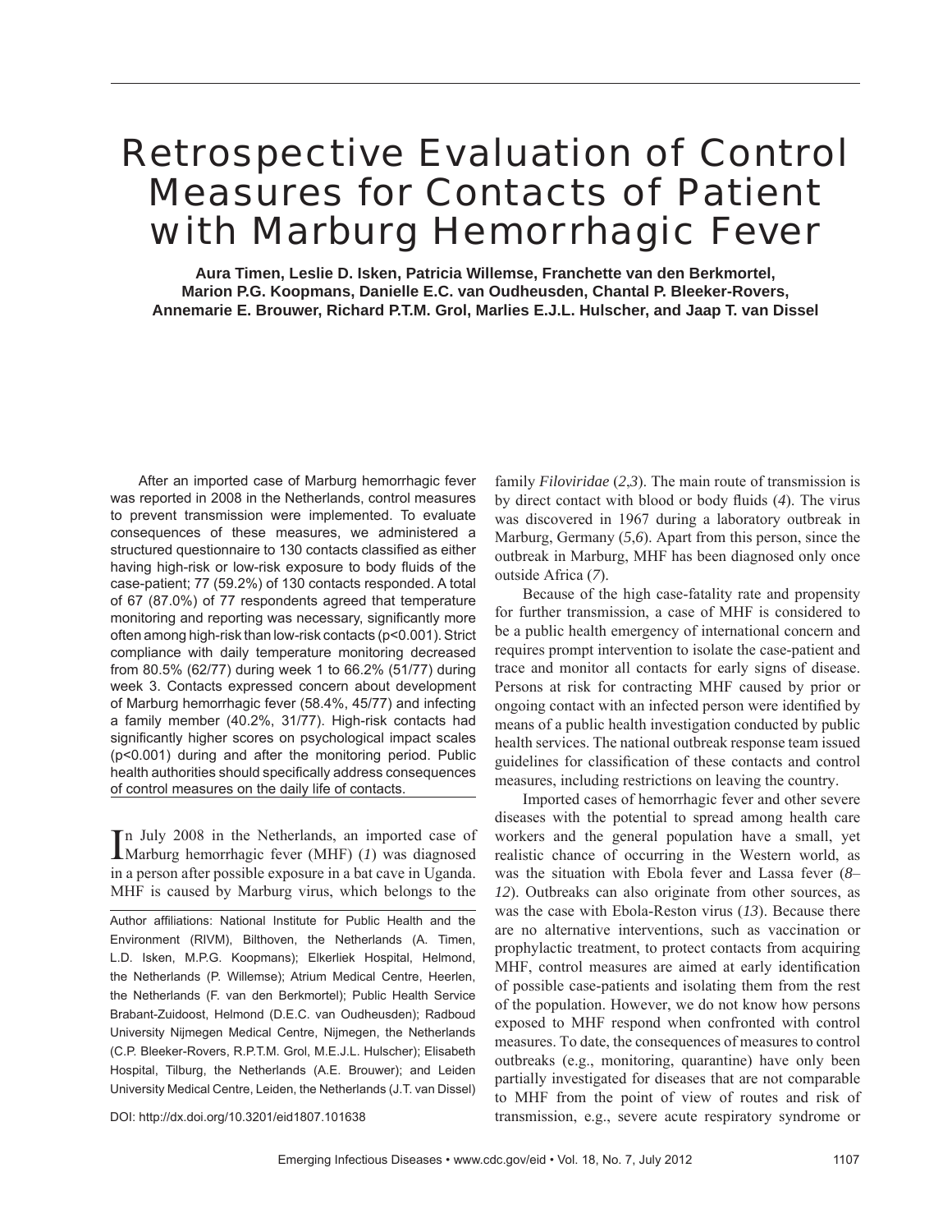# Retrospective Evaluation of Control Measures for Contacts of Patient with Marburg Hemorrhagic Fever

**Aura Timen, Leslie D. Isken, Patricia Willemse, Franchette van den Berkmortel, Marion P.G. Koopmans, Danielle E.C. van Oudheusden, Chantal P. Bleeker-Rovers, Annemarie E. Brouwer, Richard P.T.M. Grol, Marlies E.J.L. Hulscher, and Jaap T. van Dissel**

After an imported case of Marburg hemorrhagic fever was reported in 2008 in the Netherlands, control measures to prevent transmission were implemented. To evaluate consequences of these measures, we administered a structured questionnaire to 130 contacts classified as either having high-risk or low-risk exposure to body fluids of the case-patient; 77 (59.2%) of 130 contacts responded. A total of 67 (87.0%) of 77 respondents agreed that temperature monitoring and reporting was necessary, significantly more often among high-risk than low-risk contacts ($p<0.001$). Strict compliance with daily temperature monitoring decreased from 80.5% (62/77) during week 1 to 66.2% (51/77) during week 3. Contacts expressed concern about development of Marburg hemorrhagic fever (58.4%, 45/77) and infecting a family member (40.2%, 31/77). High-risk contacts had significantly higher scores on psychological impact scales ($p<0.001$) during and after the monitoring period. Public health authorities should specifically address consequences of control measures on the daily life of contacts.

In July 2008 in the Netherlands, an imported case of Marburg hemorrhagic fever (MHF) (*1*) was diagnosed in a person after possible exposure in a bat cave in Uganda. MHF is caused by Marburg virus, which belongs to the family *Filoviridae* (*2*,*3*). The main route of transmission is by direct contact with blood or body fluids (*4*). The virus was discovered in 1967 during a laboratory outbreak in Marburg, Germany (*5*,*6*). Apart from this person, since the outbreak in Marburg, MHF has been diagnosed only once outside Africa (*7*).

Author affiliations: National Institute for Public Health and the Environment (RIVM), Bilthoven, the Netherlands (A. Timen, L.D. Isken, M.P.G. Koopmans); Elkerliek Hospital, Helmond, the Netherlands (P. Willemse); Atrium Medical Centre, Heerlen, the Netherlands (F. van den Berkmortel); Public Health Service Brabant-Zuidoost, Helmond (D.E.C. van Oudheusden); Radboud University Nijmegen Medical Centre, Nijmegen, the Netherlands (C.P. Bleeker-Rovers, R.P.T.M. Grol, M.E.J.L. Hulscher); Elisabeth Hospital, Tilburg, the Netherlands (A.E. Brouwer); and Leiden University Medical Centre, Leiden, the Netherlands (J.T. van Dissel)

DOI: http://dx.doi.org/10.3201/eid1807.101638

Because of the high case-fatality rate and propensity for further transmission, a case of MHF is considered to be a public health emergency of international concern and requires prompt intervention to isolate the case-patient and trace and monitor all contacts for early signs of disease. Persons at risk for contracting MHF caused by prior or ongoing contact with an infected person were identified by means of a public health investigation conducted by public health services. The national outbreak response team issued guidelines for classification of these contacts and control measures, including restrictions on leaving the country.

Imported cases of hemorrhagic fever and other severe diseases with the potential to spread among health care workers and the general population have a small, yet realistic chance of occurring in the Western world, as was the situation with Ebola fever and Lassa fever (*8*–*12*). Outbreaks can also originate from other sources, as was the case with Ebola-Reston virus (*13*). Because there are no alternative interventions, such as vaccination or prophylactic treatment, to protect contacts from acquiring MHF, control measures are aimed at early identification of possible case-patients and isolating them from the rest of the population. However, we do not know how persons exposed to MHF respond when confronted with control measures. To date, the consequences of measures to control outbreaks (e.g., monitoring, quarantine) have only been partially investigated for diseases that are not comparable to MHF from the point of view of routes and risk of transmission, e.g., severe acute respiratory syndrome or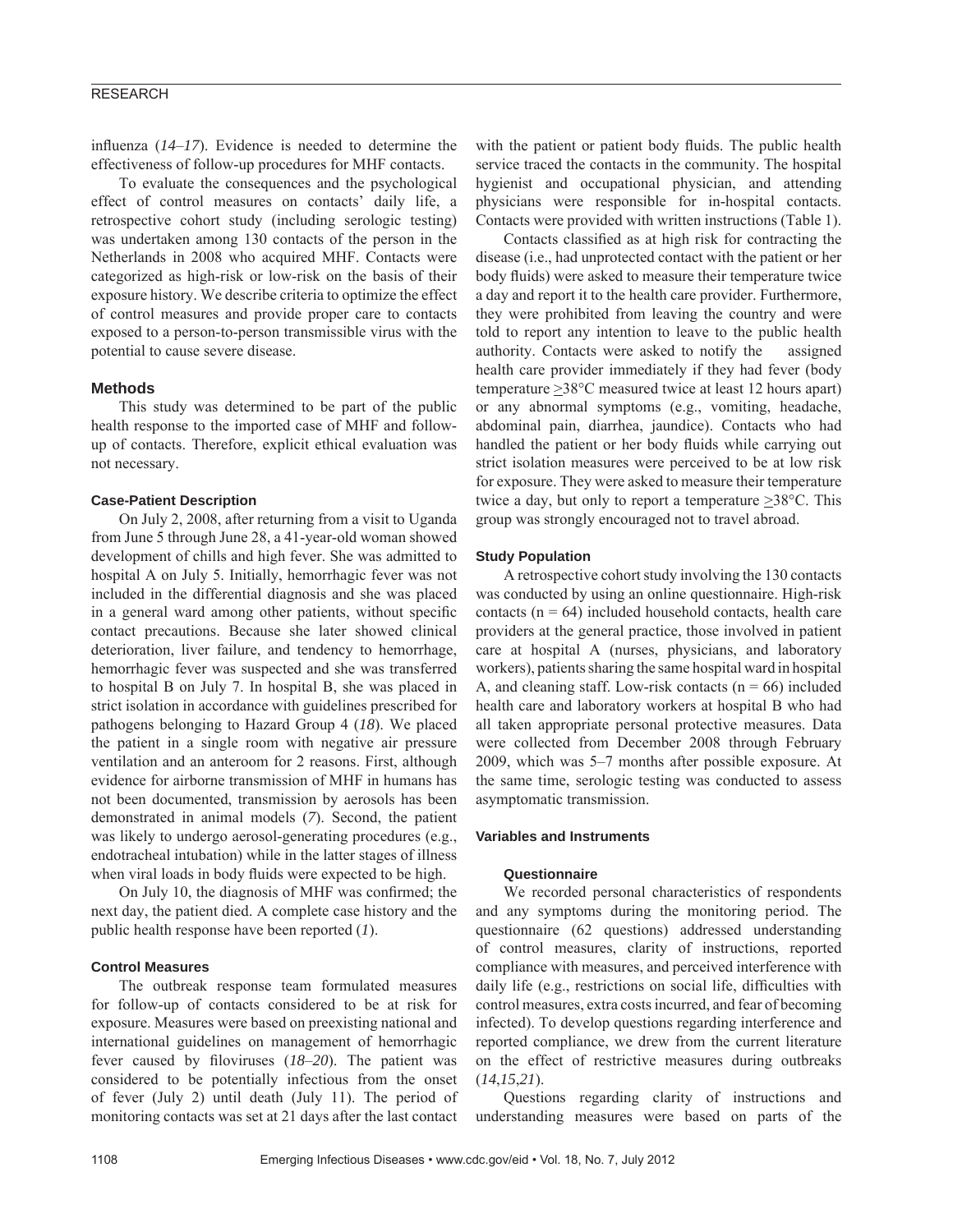influenza (*14–17*). Evidence is needed to determine the effectiveness of follow-up procedures for MHF contacts.

To evaluate the consequences and the psychological effect of control measures on contacts' daily life, a retrospective cohort study (including serologic testing) was undertaken among 130 contacts of the person in the Netherlands in 2008 who acquired MHF. Contacts were categorized as high-risk or low-risk on the basis of their exposure history. We describe criteria to optimize the effect of control measures and provide proper care to contacts exposed to a person-to-person transmissible virus with the potential to cause severe disease.

## Methods

This study was determined to be part of the public health response to the imported case of MHF and follow-up of contacts. Therefore, explicit ethical evaluation was not necessary.

### Case-Patient Description

On July 2, 2008, after returning from a visit to Uganda from June 5 through June 28, a 41-year-old woman showed development of chills and high fever. She was admitted to hospital A on July 5. Initially, hemorrhagic fever was not included in the differential diagnosis and she was placed in a general ward among other patients, without specific contact precautions. Because she later showed clinical deterioration, liver failure, and tendency to hemorrhage, hemorrhagic fever was suspected and she was transferred to hospital B on July 7. In hospital B, she was placed in strict isolation in accordance with guidelines prescribed for pathogens belonging to Hazard Group 4 (*18*). We placed the patient in a single room with negative air pressure ventilation and an anteroom for 2 reasons. First, although evidence for airborne transmission of MHF in humans has not been documented, transmission by aerosols has been demonstrated in animal models (*7*). Second, the patient was likely to undergo aerosol-generating procedures (e.g., endotracheal intubation) while in the latter stages of illness when viral loads in body fluids were expected to be high.

On July 10, the diagnosis of MHF was confirmed; the next day, the patient died. A complete case history and the public health response have been reported (*1*).

### Control Measures

The outbreak response team formulated measures for follow-up of contacts considered to be at risk for exposure. Measures were based on preexisting national and international guidelines on management of hemorrhagic fever caused by filoviruses (*18–20*). The patient was considered to be potentially infectious from the onset of fever (July 2) until death (July 11). The period of monitoring contacts was set at 21 days after the last contact with the patient or patient body fluids. The public health service traced the contacts in the community. The hospital hygienist and occupational physician, and attending physicians were responsible for in-hospital contacts. Contacts were provided with written instructions (Table 1).

Contacts classified as at high risk for contracting the disease (i.e., had unprotected contact with the patient or her body fluids) were asked to measure their temperature twice a day and report it to the health care provider. Furthermore, they were prohibited from leaving the country and were told to report any intention to leave to the public health authority. Contacts were asked to notify the assigned health care provider immediately if they had fever (body temperature $\geq$38°C measured twice at least 12 hours apart) or any abnormal symptoms (e.g., vomiting, headache, abdominal pain, diarrhea, jaundice). Contacts who had handled the patient or her body fluids while carrying out strict isolation measures were perceived to be at low risk for exposure. They were asked to measure their temperature twice a day, but only to report a temperature $\geq$38°C. This group was strongly encouraged not to travel abroad.

### Study Population

A retrospective cohort study involving the 130 contacts was conducted by using an online questionnaire. High-risk contacts ($n = 64$) included household contacts, health care providers at the general practice, those involved in patient care at hospital A (nurses, physicians, and laboratory workers), patients sharing the same hospital ward in hospital A, and cleaning staff. Low-risk contacts ($n = 66$) included health care and laboratory workers at hospital B who had all taken appropriate personal protective measures. Data were collected from December 2008 through February 2009, which was 5–7 months after possible exposure. At the same time, serologic testing was conducted to assess asymptomatic transmission.

### Variables and Instruments

#### Questionnaire

We recorded personal characteristics of respondents and any symptoms during the monitoring period. The questionnaire (62 questions) addressed understanding of control measures, clarity of instructions, reported compliance with measures, and perceived interference with daily life (e.g., restrictions on social life, difficulties with control measures, extra costs incurred, and fear of becoming infected). To develop questions regarding interference and reported compliance, we drew from the current literature on the effect of restrictive measures during outbreaks (*14*,*15*,*21*).

Questions regarding clarity of instructions and understanding measures were based on parts of the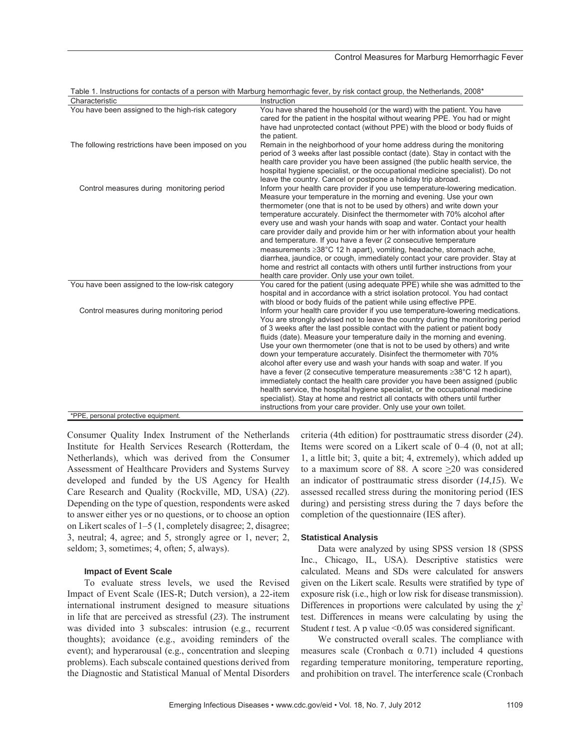Table 1. Instructions for contacts of a person with Marburg hemorrhagic fever, by risk contact group, the Netherlands, 2008*

| Characteristic | Instruction |
| --- | --- |
| You have been assigned to the high-risk category | You have shared the household (or the ward) with the patient. You have cared for the patient in the hospital without wearing PPE. You had or might have had unprotected contact (without PPE) with the blood or body fluids of the patient. |
| The following restrictions have been imposed on you | Remain in the neighborhood of your home address during the monitoring period of 3 weeks after last possible contact (date). Stay in contact with the health care provider you have been assigned (the public health service, the hospital hygiene specialist, or the occupational medicine specialist). Do not leave the country. Cancel or postpone a holiday trip abroad. |
| Control measures during monitoring period | Inform your health care provider if you use temperature-lowering medication. Measure your temperature in the morning and evening. Use your own thermometer (one that is not to be used by others) and write down your temperature accurately. Disinfect the thermometer with 70% alcohol after every use and wash your hands with soap and water. Contact your health care provider daily and provide him or her with information about your health and temperature. If you have a fever (2 consecutive temperature measurements ≥38°C 12 h apart), vomiting, headache, stomach ache, diarrhea, jaundice, or cough, immediately contact your care provider. Stay at home and restrict all contacts with others until further instructions from your health care provider. Only use your own toilet. |
| You have been assigned to the low-risk category | You cared for the patient (using adequate PPE) while she was admitted to the hospital and in accordance with a strict isolation protocol. You had contact with blood or body fluids of the patient while using effective PPE. |
| Control measures during monitoring period | Inform your health care provider if you use temperature-lowering medications. You are strongly advised not to leave the country during the monitoring period of 3 weeks after the last possible contact with the patient or patient body fluids (date). Measure your temperature daily in the morning and evening. Use your own thermometer (one that is not to be used by others) and write down your temperature accurately. Disinfect the thermometer with 70% alcohol after every use and wash your hands with soap and water. If you have a fever (2 consecutive temperature measurements ≥38°C 12 h apart), immediately contact the health care provider you have been assigned (public health service, the hospital hygiene specialist, or the occupational medicine specialist). Stay at home and restrict all contacts with others until further instructions from your care provider. Only use your own toilet. |

*PPE, personal protective equipment.

Consumer Quality Index Instrument of the Netherlands Institute for Health Services Research (Rotterdam, the Netherlands), which was derived from the Consumer Assessment of Healthcare Providers and Systems Survey developed and funded by the US Agency for Health Care Research and Quality (Rockville, MD, USA) (*22*). Depending on the type of question, respondents were asked to answer either yes or no questions, or to choose an option on Likert scales of 1–5 (1, completely disagree; 2, disagree; 3, neutral; 4, agree; and 5, strongly agree or 1, never; 2, seldom; 3, sometimes; 4, often; 5, always).

#### Impact of Event Scale

To evaluate stress levels, we used the Revised Impact of Event Scale (IES-R; Dutch version), a 22-item international instrument designed to measure situations in life that are perceived as stressful (*23*). The instrument was divided into 3 subscales: intrusion (e.g., recurrent thoughts); avoidance (e.g., avoiding reminders of the event); and hyperarousal (e.g., concentration and sleeping problems). Each subscale contained questions derived from the Diagnostic and Statistical Manual of Mental Disorders criteria (4th edition) for posttraumatic stress disorder (*24*). Items were scored on a Likert scale of 0–4 (0, not at all; 1, a little bit; 3, quite a bit; 4, extremely), which added up to a maximum score of 88. A score ≥20 was considered an indicator of posttraumatic stress disorder (*14*,*15*). We assessed recalled stress during the monitoring period (IES during) and persisting stress during the 7 days before the completion of the questionnaire (IES after).

### Statistical Analysis

Data were analyzed by using SPSS version 18 (SPSS Inc., Chicago, IL, USA). Descriptive statistics were calculated. Means and SDs were calculated for answers given on the Likert scale. Results were stratified by type of exposure risk (i.e., high or low risk for disease transmission). Differences in proportions were calculated by using the $\chi^2$ test. Differences in means were calculating by using the Student *t* test. A p value <0.05 was considered significant.

We constructed overall scales. The compliance with measures scale (Cronbach $\alpha$ 0.71) included 4 questions regarding temperature monitoring, temperature reporting, and prohibition on travel. The interference scale (Cronbach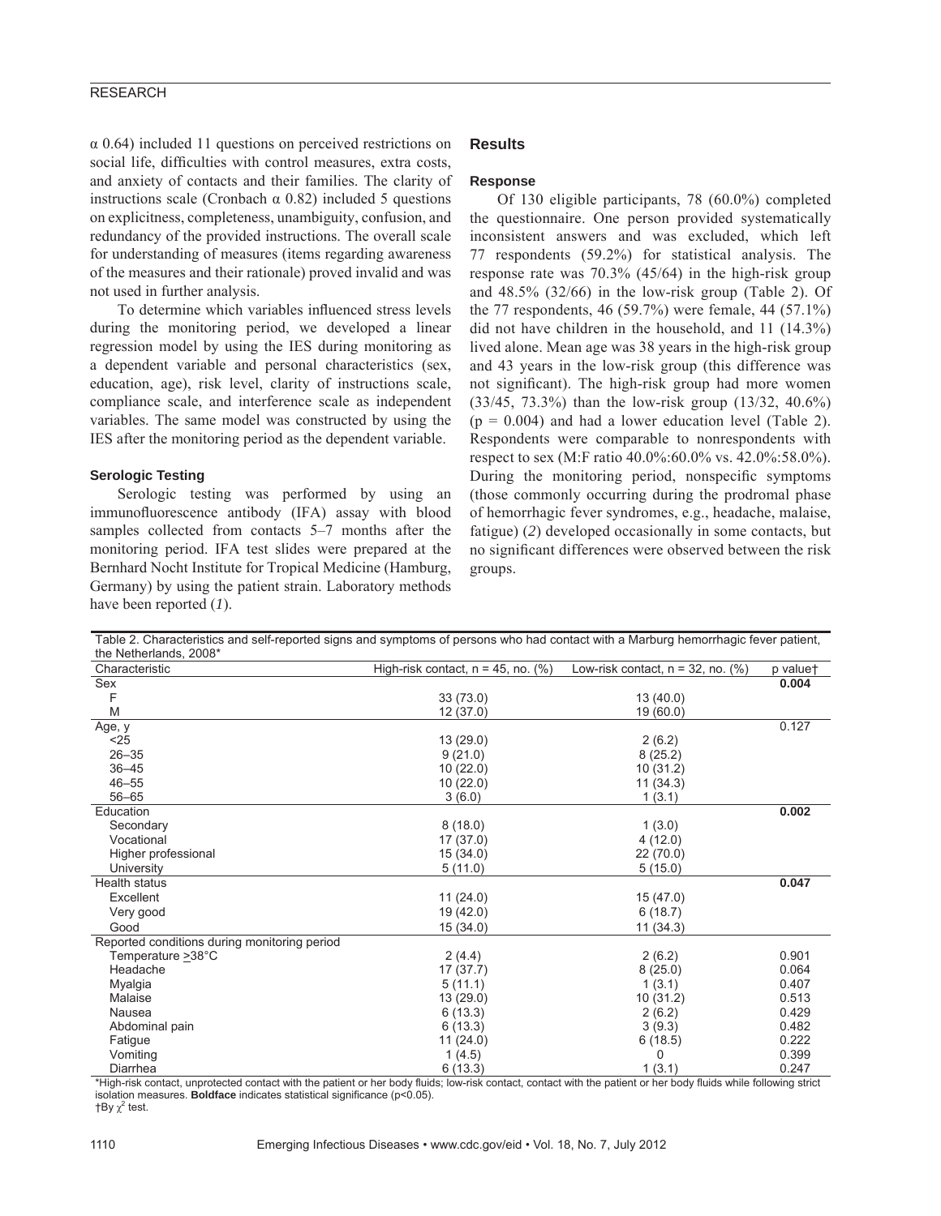α 0.64) included 11 questions on perceived restrictions on social life, difficulties with control measures, extra costs, and anxiety of contacts and their families. The clarity of instructions scale (Cronbach α 0.82) included 5 questions on explicitness, completeness, unambiguity, confusion, and redundancy of the provided instructions. The overall scale for understanding of measures (items regarding awareness of the measures and their rationale) proved invalid and was not used in further analysis.

To determine which variables influenced stress levels during the monitoring period, we developed a linear regression model by using the IES during monitoring as a dependent variable and personal characteristics (sex, education, age), risk level, clarity of instructions scale, compliance scale, and interference scale as independent variables. The same model was constructed by using the IES after the monitoring period as the dependent variable.

### Serologic Testing

Serologic testing was performed by using an immunofluorescence antibody (IFA) assay with blood samples collected from contacts 5–7 months after the monitoring period. IFA test slides were prepared at the Bernhard Nocht Institute for Tropical Medicine (Hamburg, Germany) by using the patient strain. Laboratory methods have been reported (*1*).

## Results

### Response

Of 130 eligible participants, 78 (60.0%) completed the questionnaire. One person provided systematically inconsistent answers and was excluded, which left 77 respondents (59.2%) for statistical analysis. The response rate was 70.3% (45/64) in the high-risk group and 48.5% (32/66) in the low-risk group (Table 2). Of the 77 respondents, 46 (59.7%) were female, 44 (57.1%) did not have children in the household, and 11 (14.3%) lived alone. Mean age was 38 years in the high-risk group and 43 years in the low-risk group (this difference was not significant). The high-risk group had more women (33/45, 73.3%) than the low-risk group (13/32, 40.6%) ($p = 0.004$) and had a lower education level (Table 2). Respondents were comparable to nonrespondents with respect to sex (M:F ratio 40.0%:60.0% vs. 42.0%:58.0%). During the monitoring period, nonspecific symptoms (those commonly occurring during the prodromal phase of hemorrhagic fever syndromes, e.g., headache, malaise, fatigue) (*2*) developed occasionally in some contacts, but no significant differences were observed between the risk groups.

Table 2. Characteristics and self-reported signs and symptoms of persons who had contact with a Marburg hemorrhagic fever patient, the Netherlands, 2008*

| Characteristic | High-risk contact, n = 45, no. (%) | Low-risk contact, n = 32, no. (%) | p value† |
|---|---|---|---|
| Sex | | | **0.004** |
| F | 33 (73.0) | 13 (40.0) | |
| M | 12 (37.0) | 19 (60.0) | |
| Age, y | | | 0.127 |
| <25 | 13 (29.0) | 2 (6.2) | |
| 26–35 | 9 (21.0) | 8 (25.2) | |
| 36–45 | 10 (22.0) | 10 (31.2) | |
| 46–55 | 10 (22.0) | 11 (34.3) | |
| 56–65 | 3 (6.0) | 1 (3.1) | |
| Education | | | **0.002** |
| Secondary | 8 (18.0) | 1 (3.0) | |
| Vocational | 17 (37.0) | 4 (12.0) | |
| Higher professional | 15 (34.0) | 22 (70.0) | |
| University | 5 (11.0) | 5 (15.0) | |
| Health status | | | **0.047** |
| Excellent | 11 (24.0) | 15 (47.0) | |
| Very good | 19 (42.0) | 6 (18.7) | |
| Good | 15 (34.0) | 11 (34.3) | |
| Reported conditions during monitoring period | | | |
| Temperature ≥38°C | 2 (4.4) | 2 (6.2) | 0.901 |
| Headache | 17 (37.7) | 8 (25.0) | 0.064 |
| Myalgia | 5 (11.1) | 1 (3.1) | 0.407 |
| Malaise | 13 (29.0) | 10 (31.2) | 0.513 |
| Nausea | 6 (13.3) | 2 (6.2) | 0.429 |
| Abdominal pain | 6 (13.3) | 3 (9.3) | 0.482 |
| Fatigue | 11 (24.0) | 6 (18.5) | 0.222 |
| Vomiting | 1 (4.5) | 0 | 0.399 |
| Diarrhea | 6 (13.3) | 1 (3.1) | 0.247 |

*High-risk contact, unprotected contact with the patient or her body fluids; low-risk contact, contact with the patient or her body fluids while following strict isolation measures. **Boldface** indicates statistical significance ($p<0.05$).
†By $\chi^2$ test.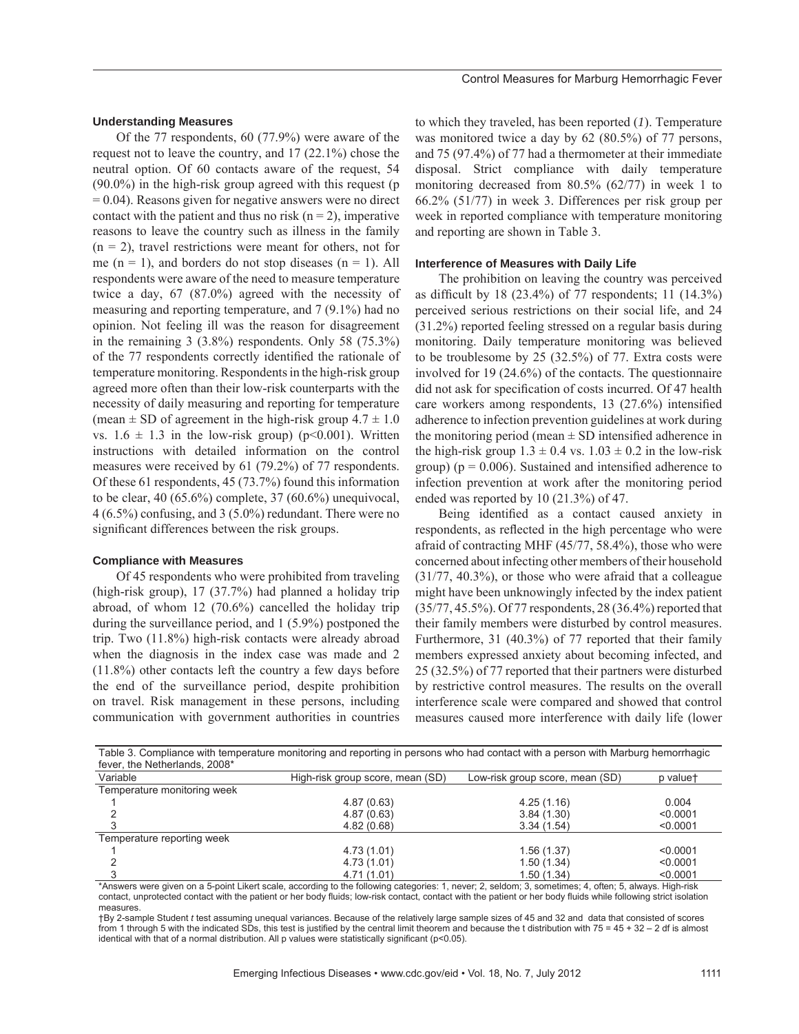### Understanding Measures

Of the 77 respondents, 60 (77.9%) were aware of the request not to leave the country, and 17 (22.1%) chose the neutral option. Of 60 contacts aware of the request, 54 (90.0%) in the high-risk group agreed with this request ($p = 0.04$). Reasons given for negative answers were no direct contact with the patient and thus no risk ($n = 2$), imperative reasons to leave the country such as illness in the family ($n = 2$), travel restrictions were meant for others, not for me ($n = 1$), and borders do not stop diseases ($n = 1$). All respondents were aware of the need to measure temperature twice a day, 67 (87.0%) agreed with the necessity of measuring and reporting temperature, and 7 (9.1%) had no opinion. Not feeling ill was the reason for disagreement in the remaining 3 (3.8%) respondents. Only 58 (75.3%) of the 77 respondents correctly identified the rationale of temperature monitoring. Respondents in the high-risk group agreed more often than their low-risk counterparts with the necessity of daily measuring and reporting for temperature (mean ± SD of agreement in the high-risk group $4.7 \pm 1.0$ vs. $1.6 \pm 1.3$ in the low-risk group) ($p<0.001$). Written instructions with detailed information on the control measures were received by 61 (79.2%) of 77 respondents. Of these 61 respondents, 45 (73.7%) found this information to be clear, 40 (65.6%) complete, 37 (60.6%) unequivocal, 4 (6.5%) confusing, and 3 (5.0%) redundant. There were no significant differences between the risk groups.

### Compliance with Measures

Of 45 respondents who were prohibited from traveling (high-risk group), 17 (37.7%) had planned a holiday trip abroad, of whom 12 (70.6%) cancelled the holiday trip during the surveillance period, and 1 (5.9%) postponed the trip. Two (11.8%) high-risk contacts were already abroad when the diagnosis in the index case was made and 2 (11.8%) other contacts left the country a few days before the end of the surveillance period, despite prohibition on travel. Risk management in these persons, including communication with government authorities in countries to which they traveled, has been reported (*1*). Temperature was monitored twice a day by 62 (80.5%) of 77 persons, and 75 (97.4%) of 77 had a thermometer at their immediate disposal. Strict compliance with daily temperature monitoring decreased from 80.5% (62/77) in week 1 to 66.2% (51/77) in week 3. Differences per risk group per week in reported compliance with temperature monitoring and reporting are shown in Table 3.

### Interference of Measures with Daily Life

The prohibition on leaving the country was perceived as difficult by 18 (23.4%) of 77 respondents; 11 (14.3%) perceived serious restrictions on their social life, and 24 (31.2%) reported feeling stressed on a regular basis during monitoring. Daily temperature monitoring was believed to be troublesome by 25 (32.5%) of 77. Extra costs were involved for 19 (24.6%) of the contacts. The questionnaire did not ask for specification of costs incurred. Of 47 health care workers among respondents, 13 (27.6%) intensified adherence to infection prevention guidelines at work during the monitoring period (mean ± SD intensified adherence in the high-risk group $1.3 \pm 0.4$ vs. $1.03 \pm 0.2$ in the low-risk group) ($p = 0.006$). Sustained and intensified adherence to infection prevention at work after the monitoring period ended was reported by 10 (21.3%) of 47.

Being identified as a contact caused anxiety in respondents, as reflected in the high percentage who were afraid of contracting MHF (45/77, 58.4%), those who were concerned about infecting other members of their household (31/77, 40.3%), or those who were afraid that a colleague might have been unknowingly infected by the index patient (35/77, 45.5%). Of 77 respondents, 28 (36.4%) reported that their family members were disturbed by control measures. Furthermore, 31 (40.3%) of 77 reported that their family members expressed anxiety about becoming infected, and 25 (32.5%) of 77 reported that their partners were disturbed by restrictive control measures. The results on the overall interference scale were compared and showed that control measures caused more interference with daily life (lower

Table 3. Compliance with temperature monitoring and reporting in persons who had contact with a person with Marburg hemorrhagic fever, the Netherlands, 2008*

| Variable | High-risk group score, mean (SD) | Low-risk group score, mean (SD) | p value† |
|---|---|---|---|
| Temperature monitoring week | | | |
| 1 | 4.87 (0.63) | 4.25 (1.16) | 0.004 |
| 2 | 4.87 (0.63) | 3.84 (1.30) | <0.0001 |
| 3 | 4.82 (0.68) | 3.34 (1.54) | <0.0001 |
| Temperature reporting week | | | |
| 1 | 4.73 (1.01) | 1.56 (1.37) | <0.0001 |
| 2 | 4.73 (1.01) | 1.50 (1.34) | <0.0001 |
| 3 | 4.71 (1.01) | 1.50 (1.34) | <0.0001 |

*Answers were given on a 5-point Likert scale, according to the following categories: 1, never; 2, seldom; 3, sometimes; 4, often; 5, always. High-risk contact, unprotected contact with the patient or her body fluids; low-risk contact, contact with the patient or her body fluids while following strict isolation measures.

†By 2-sample Student *t* test assuming unequal variances. Because of the relatively large sample sizes of 45 and 32 and data that consisted of scores from 1 through 5 with the indicated SDs, this test is justified by the central limit theorem and because the t distribution with 75 = 45 + 32 – 2 df is almost identical with that of a normal distribution. All p values were statistically significant ($p<0.05$).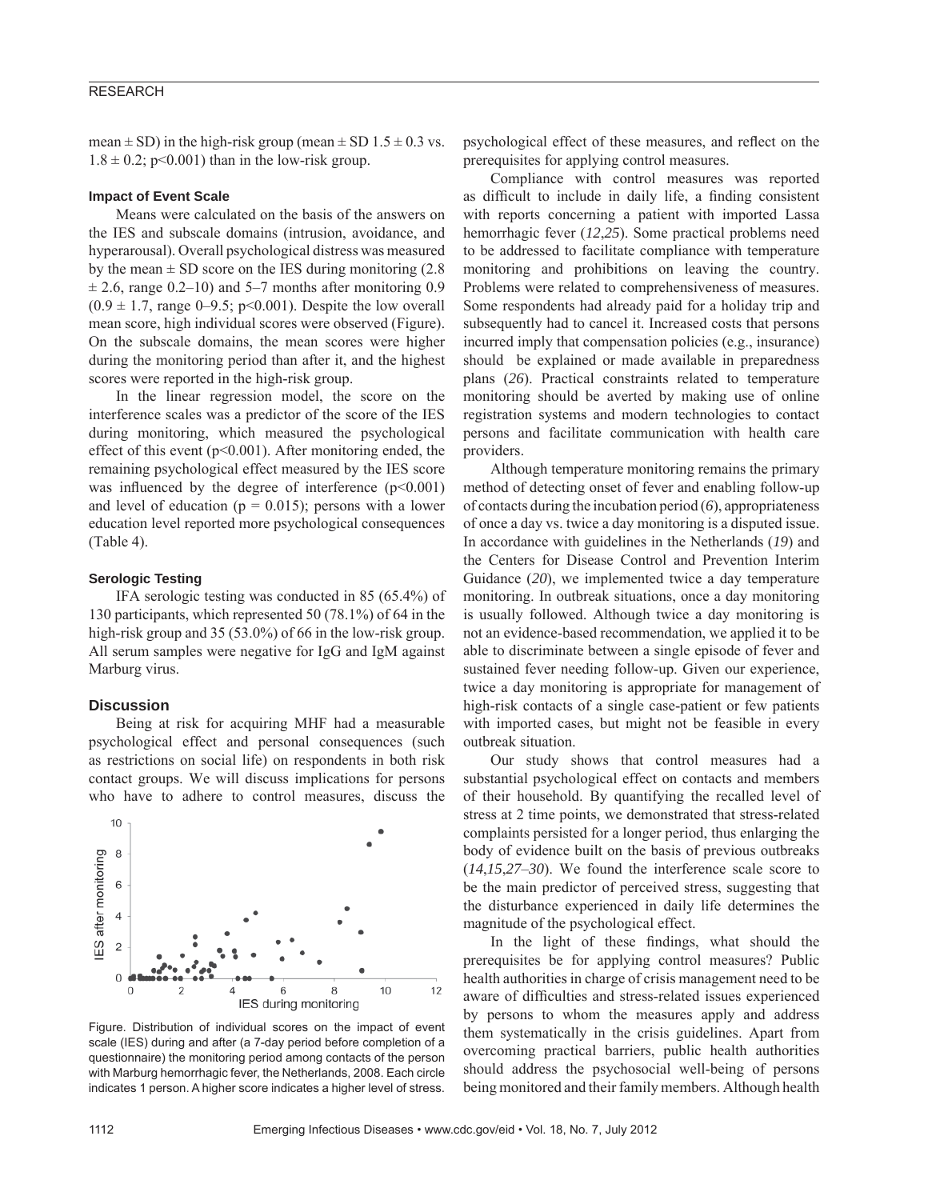mean ± SD) in the high-risk group (mean ± SD 1.5 ± 0.3 vs. 1.8 ± 0.2; $p<0.001$) than in the low-risk group.

### Impact of Event Scale

Means were calculated on the basis of the answers on the IES and subscale domains (intrusion, avoidance, and hyperarousal). Overall psychological distress was measured by the mean ± SD score on the IES during monitoring (2.8 ± 2.6, range 0.2–10) and 5–7 months after monitoring 0.9 (0.9 ± 1.7, range 0–9.5; $p<0.001$). Despite the low overall mean score, high individual scores were observed (Figure). On the subscale domains, the mean scores were higher during the monitoring period than after it, and the highest scores were reported in the high-risk group.

In the linear regression model, the score on the interference scales was a predictor of the score of the IES during monitoring, which measured the psychological effect of this event ($p<0.001$). After monitoring ended, the remaining psychological effect measured by the IES score was influenced by the degree of interference ($p<0.001$) and level of education ($p = 0.015$); persons with a lower education level reported more psychological consequences (Table 4).

### Serologic Testing

IFA serologic testing was conducted in 85 (65.4%) of 130 participants, which represented 50 (78.1%) of 64 in the high-risk group and 35 (53.0%) of 66 in the low-risk group. All serum samples were negative for IgG and IgM against Marburg virus.

## Discussion

Being at risk for acquiring MHF had a measurable psychological effect and personal consequences (such as restrictions on social life) on respondents in both risk contact groups. We will discuss implications for persons who have to adhere to control measures, discuss the psychological effect of these measures, and reflect on the prerequisites for applying control measures.

Figure. Distribution of individual scores on the impact of event scale (IES) during and after (a 7-day period before completion of a questionnaire) the monitoring period among contacts of the person with Marburg hemorrhagic fever, the Netherlands, 2008. Each circle indicates 1 person. A higher score indicates a higher level of stress.

Compliance with control measures was reported as difficult to include in daily life, a finding consistent with reports concerning a patient with imported Lassa hemorrhagic fever (*12*,*25*). Some practical problems need to be addressed to facilitate compliance with temperature monitoring and prohibitions on leaving the country. Problems were related to comprehensiveness of measures. Some respondents had already paid for a holiday trip and subsequently had to cancel it. Increased costs that persons incurred imply that compensation policies (e.g., insurance) should be explained or made available in preparedness plans (*26*). Practical constraints related to temperature monitoring should be averted by making use of online registration systems and modern technologies to contact persons and facilitate communication with health care providers.

Although temperature monitoring remains the primary method of detecting onset of fever and enabling follow-up of contacts during the incubation period (*6*), appropriateness of once a day vs. twice a day monitoring is a disputed issue. In accordance with guidelines in the Netherlands (*19*) and the Centers for Disease Control and Prevention Interim Guidance (*20*), we implemented twice a day temperature monitoring. In outbreak situations, once a day monitoring is usually followed. Although twice a day monitoring is not an evidence-based recommendation, we applied it to be able to discriminate between a single episode of fever and sustained fever needing follow-up. Given our experience, twice a day monitoring is appropriate for management of high-risk contacts of a single case-patient or few patients with imported cases, but might not be feasible in every outbreak situation.

Our study shows that control measures had a substantial psychological effect on contacts and members of their household. By quantifying the recalled level of stress at 2 time points, we demonstrated that stress-related complaints persisted for a longer period, thus enlarging the body of evidence built on the basis of previous outbreaks (*14*,*15*,*27*–*30*). We found the interference scale score to be the main predictor of perceived stress, suggesting that the disturbance experienced in daily life determines the magnitude of the psychological effect.

In the light of these findings, what should the prerequisites be for applying control measures? Public health authorities in charge of crisis management need to be aware of difficulties and stress-related issues experienced by persons to whom the measures apply and address them systematically in the crisis guidelines. Apart from overcoming practical barriers, public health authorities should address the psychosocial well-being of persons being monitored and their family members. Although health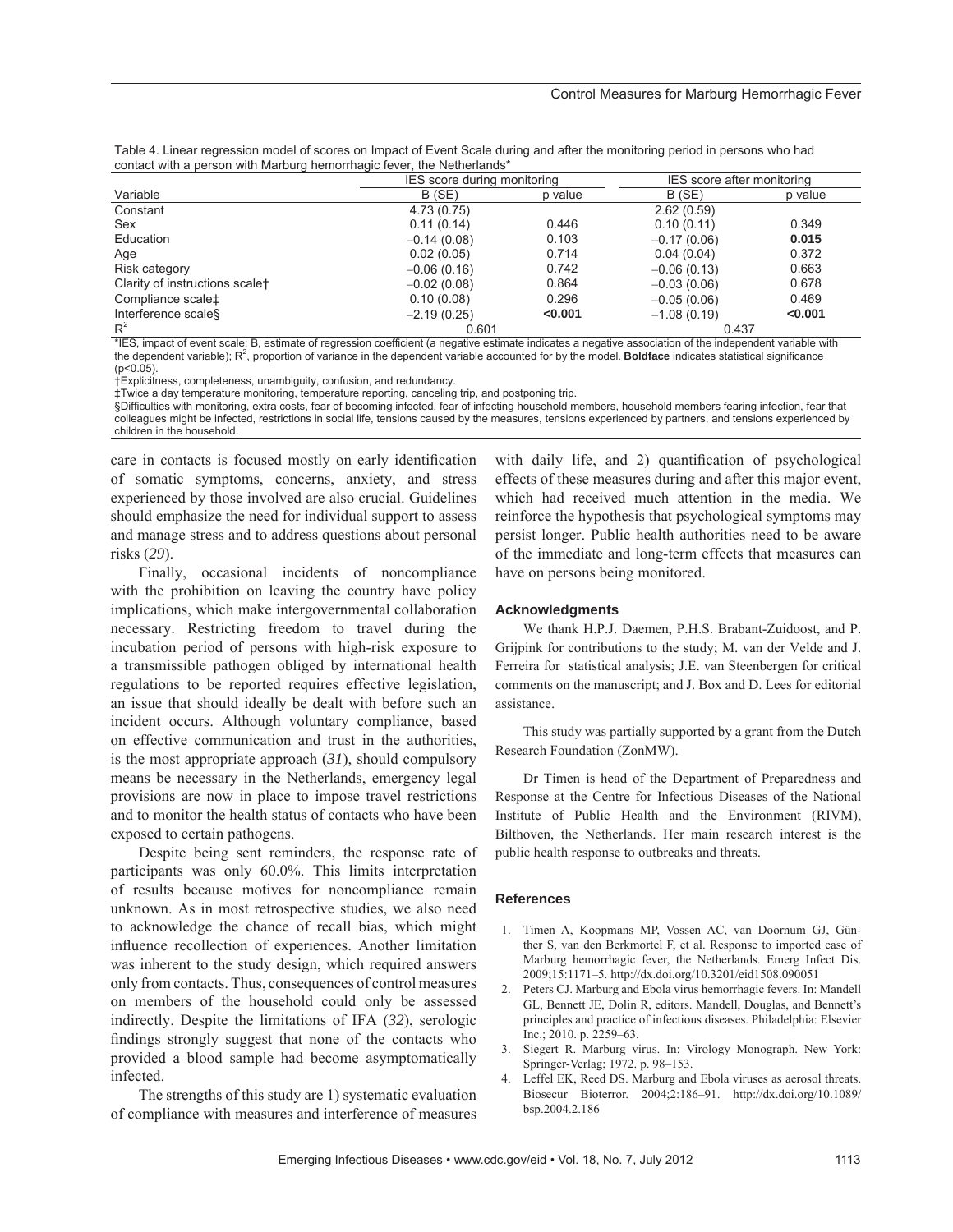Table 4. Linear regression model of scores on Impact of Event Scale during and after the monitoring period in persons who had contact with a person with Marburg hemorrhagic fever, the Netherlands*

| Variable | IES score during monitoring | | IES score after monitoring | |
|---|---|---|---|---|
| | B (SE) | p value | B (SE) | p value |
| Constant | 4.73 (0.75) | | 2.62 (0.59) | |
| Sex | 0.11 (0.14) | 0.446 | 0.10 (0.11) | 0.349 |
| Education | –0.14 (0.08) | 0.103 | –0.17 (0.06) | **0.015** |
| Age | 0.02 (0.05) | 0.714 | 0.04 (0.04) | 0.372 |
| Risk category | –0.06 (0.16) | 0.742 | –0.06 (0.13) | 0.663 |
| Clarity of instructions scale† | –0.02 (0.08) | 0.864 | –0.03 (0.06) | 0.678 |
| Compliance scale‡ | 0.10 (0.08) | 0.296 | –0.05 (0.06) | 0.469 |
| Interference scale§ | –2.19 (0.25) | **<0.001** | –1.08 (0.19) | **<0.001** |
| $R^2$ | 0.601 | | 0.437 | |

*IES, impact of event scale; B, estimate of regression coefficient (a negative estimate indicates a negative association of the independent variable with the dependent variable); $R^2$, proportion of variance in the dependent variable accounted for by the model. **Boldface** indicates statistical significance ($p<0.05$).
†Explicitness, completeness, unambiguity, confusion, and redundancy.
‡Twice a day temperature monitoring, temperature reporting, canceling trip, and postponing trip.
§Difficulties with monitoring, extra costs, fear of becoming infected, fear of infecting household members, household members fearing infection, fear that colleagues might be infected, restrictions in social life, tensions caused by the measures, tensions experienced by partners, and tensions experienced by children in the household.

care in contacts is focused mostly on early identification of somatic symptoms, concerns, anxiety, and stress experienced by those involved are also crucial. Guidelines should emphasize the need for individual support to assess and manage stress and to address questions about personal risks (*29*).

Finally, occasional incidents of noncompliance with the prohibition on leaving the country have policy implications, which make intergovernmental collaboration necessary. Restricting freedom to travel during the incubation period of persons with high-risk exposure to a transmissible pathogen obliged by international health regulations to be reported requires effective legislation, an issue that should ideally be dealt with before such an incident occurs. Although voluntary compliance, based on effective communication and trust in the authorities, is the most appropriate approach (*31*), should compulsory means be necessary in the Netherlands, emergency legal provisions are now in place to impose travel restrictions and to monitor the health status of contacts who have been exposed to certain pathogens.

Despite being sent reminders, the response rate of participants was only 60.0%. This limits interpretation of results because motives for noncompliance remain unknown. As in most retrospective studies, we also need to acknowledge the chance of recall bias, which might influence recollection of experiences. Another limitation was inherent to the study design, which required answers only from contacts. Thus, consequences of control measures on members of the household could only be assessed indirectly. Despite the limitations of IFA (*32*), serologic findings strongly suggest that none of the contacts who provided a blood sample had become asymptomatically infected.

The strengths of this study are 1) systematic evaluation of compliance with measures and interference of measures with daily life, and 2) quantification of psychological effects of these measures during and after this major event, which had received much attention in the media. We reinforce the hypothesis that psychological symptoms may persist longer. Public health authorities need to be aware of the immediate and long-term effects that measures can have on persons being monitored.

### Acknowledgments

We thank H.P.J. Daemen, P.H.S. Brabant-Zuidoost, and P. Grijpink for contributions to the study; M. van der Velde and J. Ferreira for statistical analysis; J.E. van Steenbergen for critical comments on the manuscript; and J. Box and D. Lees for editorial assistance.

This study was partially supported by a grant from the Dutch Research Foundation (ZonMW).

Dr Timen is head of the Department of Preparedness and Response at the Centre for Infectious Diseases of the National Institute of Public Health and the Environment (RIVM), Bilthoven, the Netherlands. Her main research interest is the public health response to outbreaks and threats.

### References

1. Timen A, Koopmans MP, Vossen AC, van Doornum GJ, Günther S, van den Berkmortel F, et al. Response to imported case of Marburg hemorrhagic fever, the Netherlands. Emerg Infect Dis. 2009;15:1171–5. http://dx.doi.org/10.3201/eid1508.090051
2. Peters CJ. Marburg and Ebola virus hemorrhagic fevers. In: Mandell GL, Bennett JE, Dolin R, editors. Mandell, Douglas, and Bennett's principles and practice of infectious diseases. Philadelphia: Elsevier Inc.; 2010. p. 2259–63.
3. Siegert R. Marburg virus. In: Virology Monograph. New York: Springer-Verlag; 1972. p. 98–153.
4. Leffel EK, Reed DS. Marburg and Ebola viruses as aerosol threats. Biosecur Bioterror. 2004;2:186–91. http://dx.doi.org/10.1089/bsp.2004.2.186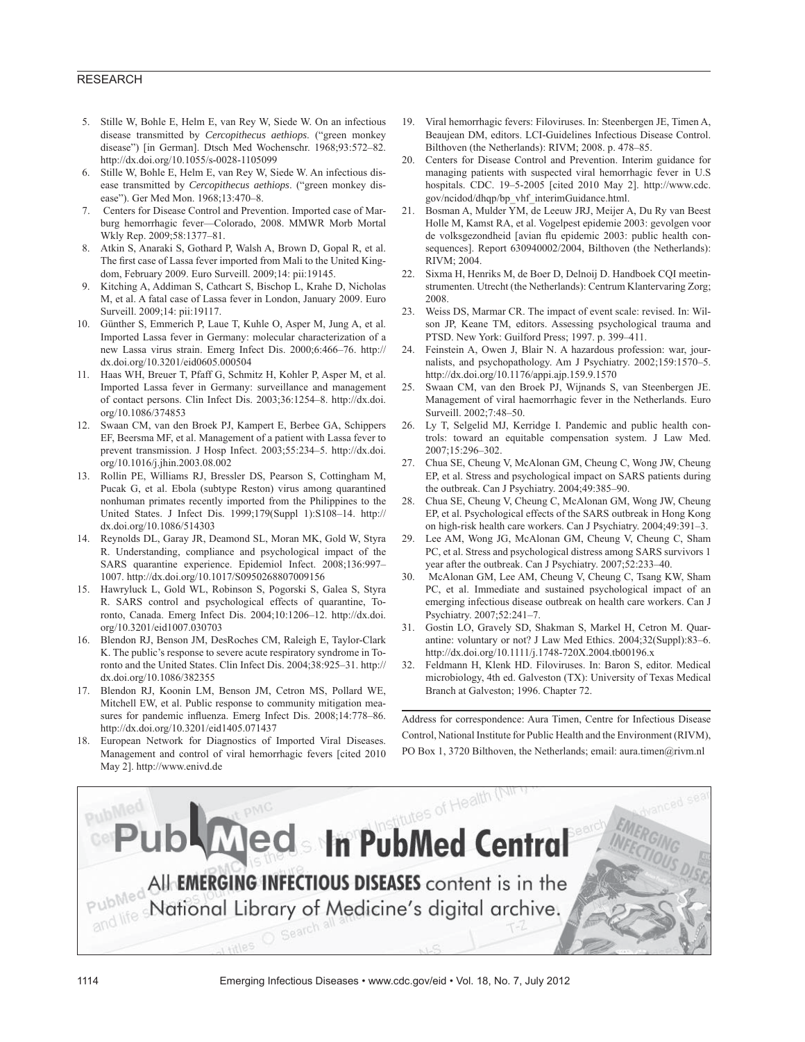5. Stille W, Bohle E, Helm E, van Rey W, Siede W. On an infectious disease transmitted by *Cercopithecus aethiops*. ("green monkey disease") [in German]. Dtsch Med Wochenschr. 1968;93:572–82. http://dx.doi.org/10.1055/s-0028-1105099
6. Stille W, Bohle E, Helm E, van Rey W, Siede W. An infectious disease transmitted by *Cercopithecus aethiops*. ("green monkey disease"). Ger Med Mon. 1968;13:470–8.
7. Centers for Disease Control and Prevention. Imported case of Marburg hemorrhagic fever—Colorado, 2008. MMWR Morb Mortal Wkly Rep. 2009;58:1377–81.
8. Atkin S, Anaraki S, Gothard P, Walsh A, Brown D, Gopal R, et al. The first case of Lassa fever imported from Mali to the United Kingdom, February 2009. Euro Surveill. 2009;14: pii:19145.
9. Kitching A, Addiman S, Cathcart S, Bischop L, Krahe D, Nicholas M, et al. A fatal case of Lassa fever in London, January 2009. Euro Surveill. 2009;14: pii:19117.
10. Günther S, Emmerich P, Laue T, Kuhle O, Asper M, Jung A, et al. Imported Lassa fever in Germany: molecular characterization of a new Lassa virus strain. Emerg Infect Dis. 2000;6:466–76. http://dx.doi.org/10.3201/eid0605.000504
11. Haas WH, Breuer T, Pfaff G, Schmitz H, Kohler P, Asper M, et al. Imported Lassa fever in Germany: surveillance and management of contact persons. Clin Infect Dis. 2003;36:1254–8. http://dx.doi.org/10.1086/374853
12. Swaan CM, van den Broek PJ, Kampert E, Berbee GA, Schippers EF, Beersma MF, et al. Management of a patient with Lassa fever to prevent transmission. J Hosp Infect. 2003;55:234–5. http://dx.doi.org/10.1016/j.jhin.2003.08.002
13. Rollin PE, Williams RJ, Bressler DS, Pearson S, Cottingham M, Pucak G, et al. Ebola (subtype Reston) virus among quarantined nonhuman primates recently imported from the Philippines to the United States. J Infect Dis. 1999;179(Suppl 1):S108–14. http://dx.doi.org/10.1086/514303
14. Reynolds DL, Garay JR, Deamond SL, Moran MK, Gold W, Styra R. Understanding, compliance and psychological impact of the SARS quarantine experience. Epidemiol Infect. 2008;136:997–1007. http://dx.doi.org/10.1017/S0950268807009156
15. Hawryluck L, Gold WL, Robinson S, Pogorski S, Galea S, Styra R. SARS control and psychological effects of quarantine, Toronto, Canada. Emerg Infect Dis. 2004;10:1206–12. http://dx.doi.org/10.3201/eid1007.030703
16. Blendon RJ, Benson JM, DesRoches CM, Raleigh E, Taylor-Clark K. The public's response to severe acute respiratory syndrome in Toronto and the United States. Clin Infect Dis. 2004;38:925–31. http://dx.doi.org/10.1086/382355
17. Blendon RJ, Koonin LM, Benson JM, Cetron MS, Pollard WE, Mitchell EW, et al. Public response to community mitigation measures for pandemic influenza. Emerg Infect Dis. 2008;14:778–86. http://dx.doi.org/10.3201/eid1405.071437
18. European Network for Diagnostics of Imported Viral Diseases. Management and control of viral hemorrhagic fevers [cited 2010 May 2]. http://www.enivd.de
19. Viral hemorrhagic fevers: Filoviruses. In: Steenbergen JE, Timen A, Beaujean DM, editors. LCI-Guidelines Infectious Disease Control. Bilthoven (the Netherlands): RIVM; 2008. p. 478–85.
20. Centers for Disease Control and Prevention. Interim guidance for managing patients with suspected viral hemorrhagic fever in U.S hospitals. CDC. 19–5-2005 [cited 2010 May 2]. http://www.cdc.gov/ncidod/dhqp/bp_vhf_interimGuidance.html.
21. Bosman A, Mulder YM, de Leeuw JRJ, Meijer A, Du Ry van Beest Holle M, Kamst RA, et al. Vogelpest epidemie 2003: gevolgen voor de volksgezondheid [avian flu epidemic 2003: public health consequences]. Report 630940002/2004, Bilthoven (the Netherlands): RIVM; 2004.
22. Sixma H, Henriks M, de Boer D, Delnoij D. Handboek CQI meetinstrumenten. Utrecht (the Netherlands): Centrum Klantervaring Zorg; 2008.
23. Weiss DS, Marmar CR. The impact of event scale: revised. In: Wilson JP, Keane TM, editors. Assessing psychological trauma and PTSD. New York: Guilford Press; 1997. p. 399–411.
24. Feinstein A, Owen J, Blair N. A hazardous profession: war, journalists, and psychopathology. Am J Psychiatry. 2002;159:1570–5. http://dx.doi.org/10.1176/appi.ajp.159.9.1570
25. Swaan CM, van den Broek PJ, Wijnands S, van Steenbergen JE. Management of viral haemorrhagic fever in the Netherlands. Euro Surveill. 2002;7:48–50.
26. Ly T, Selgelid MJ, Kerridge I. Pandemic and public health controls: toward an equitable compensation system. J Law Med. 2007;15:296–302.
27. Chua SE, Cheung V, McAlonan GM, Cheung C, Wong JW, Cheung EP, et al. Stress and psychological impact on SARS patients during the outbreak. Can J Psychiatry. 2004;49:385–90.
28. Chua SE, Cheung V, Cheung C, McAlonan GM, Wong JW, Cheung EP, et al. Psychological effects of the SARS outbreak in Hong Kong on high-risk health care workers. Can J Psychiatry. 2004;49:391–3.
29. Lee AM, Wong JG, McAlonan GM, Cheung V, Cheung C, Sham PC, et al. Stress and psychological distress among SARS survivors 1 year after the outbreak. Can J Psychiatry. 2007;52:233–40.
30. McAlonan GM, Lee AM, Cheung V, Cheung C, Tsang KW, Sham PC, et al. Immediate and sustained psychological impact of an emerging infectious disease outbreak on health care workers. Can J Psychiatry. 2007;52:241–7.
31. Gostin LO, Gravely SD, Shakman S, Markel H, Cetron M. Quarantine: voluntary or not? J Law Med Ethics. 2004;32(Suppl):83–6. http://dx.doi.org/10.1111/j.1748-720X.2004.tb00196.x
32. Feldmann H, Klenk HD. Filoviruses. In: Baron S, editor. Medical microbiology, 4th ed. Galveston (TX): University of Texas Medical Branch at Galveston; 1996. Chapter 72.

Address for correspondence: Aura Timen, Centre for Infectious Disease Control, National Institute for Public Health and the Environment (RIVM), PO Box 1, 3720 Bilthoven, the Netherlands; email: aura.timen@rivm.nl

PubMed In PubMed Central

All EMERGING INFECTIOUS DISEASES content is in the National Library of Medicine's digital archive.